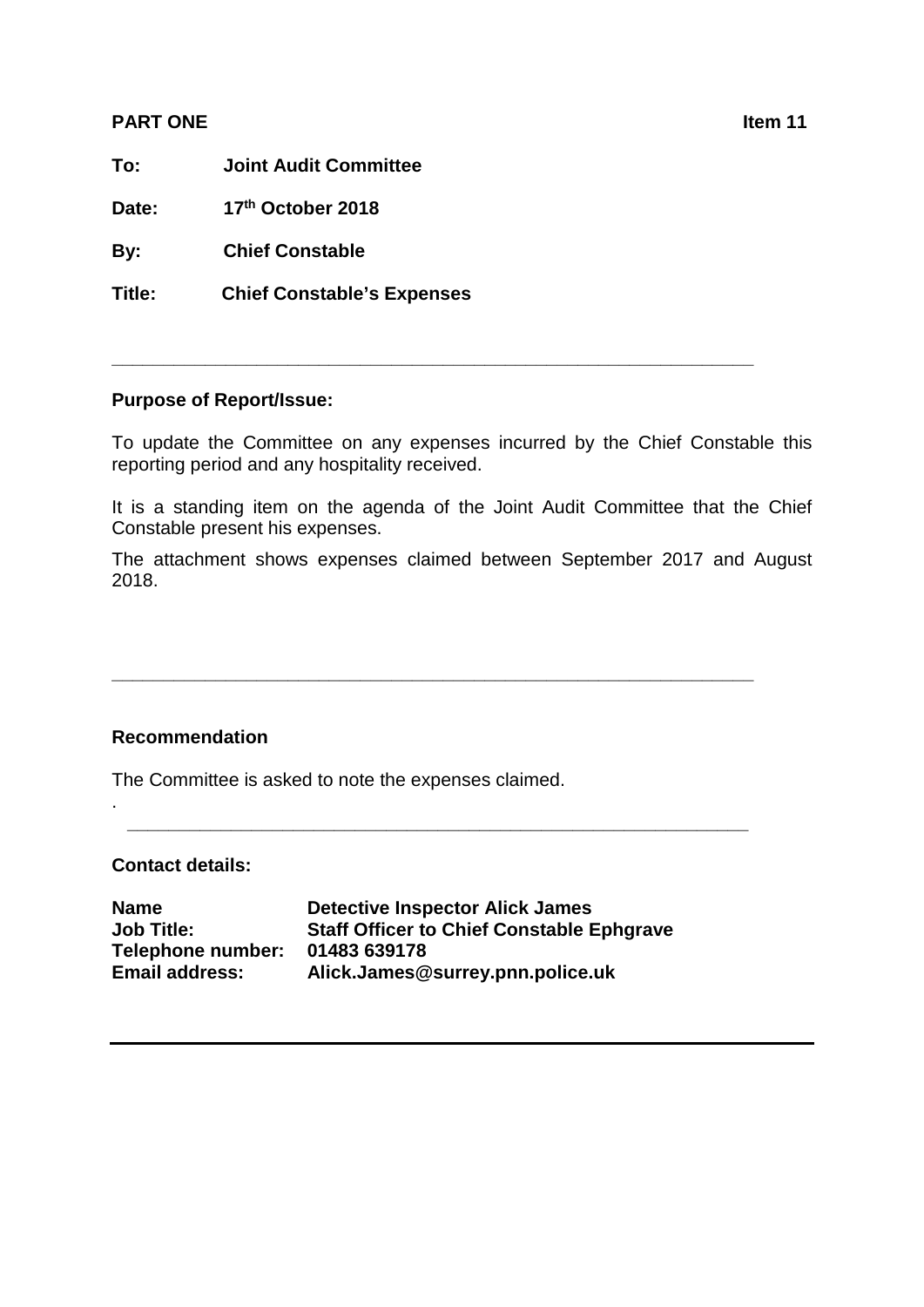**PART ONE** **Item 11**

**To:** **Joint Audit Committee**

**Date:** **17th October 2018**

**By:** **Chief Constable**

**Title:** **Chief Constable's Expenses**

---

**Purpose of Report/Issue:**

To update the Committee on any expenses incurred by the Chief Constable this reporting period and any hospitality received.

It is a standing item on the agenda of the Joint Audit Committee that the Chief Constable present his expenses.

The attachment shows expenses claimed between September 2017 and August 2018.

---

**Recommendation**

The Committee is asked to note the expenses claimed.

.

---

**Contact details:**

| | |
|---|---|
| **Name** | **Detective Inspector Alick James** |
| **Job Title:** | **Staff Officer to Chief Constable Ephgrave** |
| **Telephone number:** | **01483 639178** |
| **Email address:** | **Alick.James@surrey.pnn.police.uk** |

---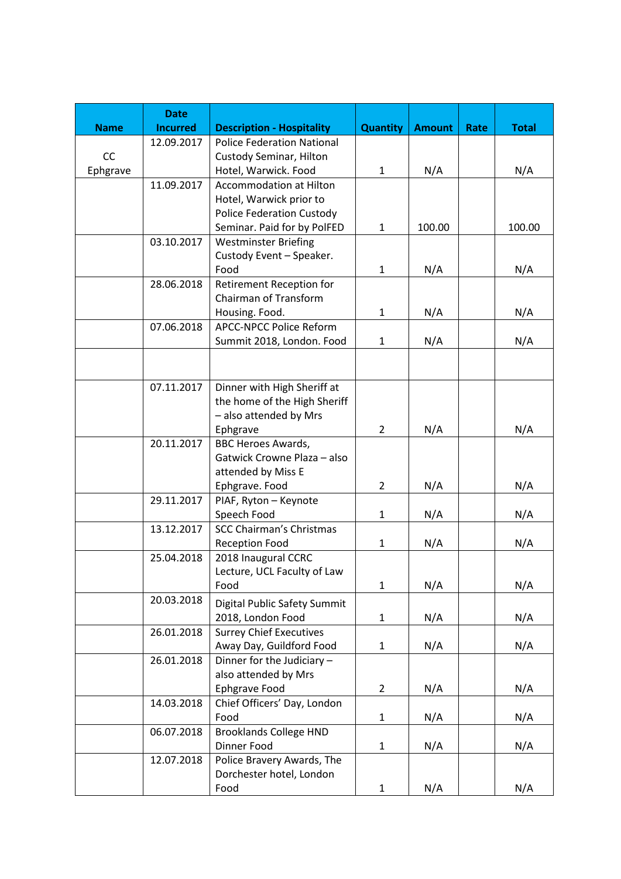| Name | Date Incurred | Description - Hospitality | Quantity | Amount | Rate | Total |
|---|---|---|---|---|---|---|
| CC Ephgrave | 12.09.2017 | Police Federation National Custody Seminar, Hilton Hotel, Warwick. Food | 1 | N/A | | N/A |
| | 11.09.2017 | Accommodation at Hilton Hotel, Warwick prior to Police Federation Custody Seminar. Paid for by PolFED | 1 | 100.00 | | 100.00 |
| | 03.10.2017 | Westminster Briefing Custody Event – Speaker. Food | 1 | N/A | | N/A |
| | 28.06.2018 | Retirement Reception for Chairman of Transform Housing. Food. | 1 | N/A | | N/A |
| | 07.06.2018 | APCC-NPCC Police Reform Summit 2018, London. Food | 1 | N/A | | N/A |
| | | | | | | |
| | 07.11.2017 | Dinner with High Sheriff at the home of the High Sheriff – also attended by Mrs Ephgrave | 2 | N/A | | N/A |
| | 20.11.2017 | BBC Heroes Awards, Gatwick Crowne Plaza – also attended by Miss E Ephgrave. Food | 2 | N/A | | N/A |
| | 29.11.2017 | PIAF, Ryton – Keynote Speech Food | 1 | N/A | | N/A |
| | 13.12.2017 | SCC Chairman's Christmas Reception Food | 1 | N/A | | N/A |
| | 25.04.2018 | 2018 Inaugural CCRC Lecture, UCL Faculty of Law Food | 1 | N/A | | N/A |
| | 20.03.2018 | Digital Public Safety Summit 2018, London Food | 1 | N/A | | N/A |
| | 26.01.2018 | Surrey Chief Executives Away Day, Guildford Food | 1 | N/A | | N/A |
| | 26.01.2018 | Dinner for the Judiciary – also attended by Mrs Ephgrave Food | 2 | N/A | | N/A |
| | 14.03.2018 | Chief Officers' Day, London Food | 1 | N/A | | N/A |
| | 06.07.2018 | Brooklands College HND Dinner Food | 1 | N/A | | N/A |
| | 12.07.2018 | Police Bravery Awards, The Dorchester hotel, London Food | 1 | N/A | | N/A |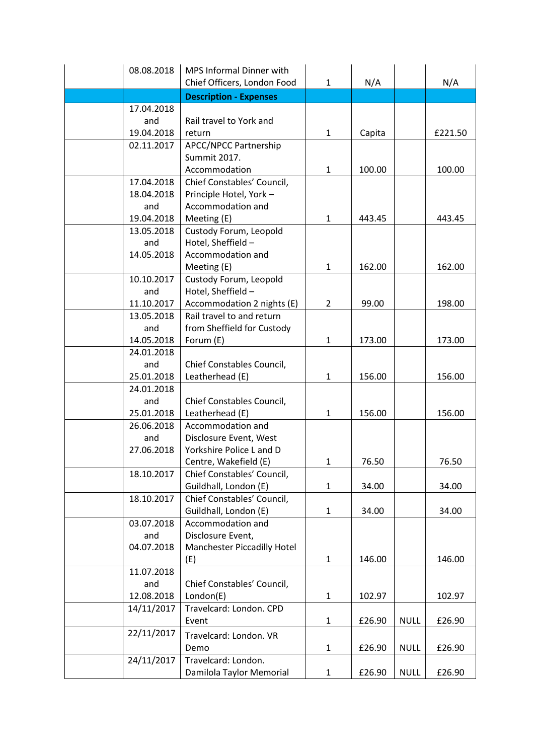|  | 08.08.2018 | MPS Informal Dinner with Chief Officers, London Food | 1 | N/A |  | N/A |
|---|---|---|---|---|---|---|
|  |  | **Description - Expenses** |  |  |  |  |
|  | 17.04.2018 and 19.04.2018 | Rail travel to York and return | 1 | Capita |  | £221.50 |
|  | 02.11.2017 | APCC/NPCC Partnership Summit 2017. Accommodation | 1 | 100.00 |  | 100.00 |
|  | 17.04.2018 18.04.2018 and 19.04.2018 | Chief Constables' Council, Principle Hotel, York – Accommodation and Meeting (E) | 1 | 443.45 |  | 443.45 |
|  | 13.05.2018 and 14.05.2018 | Custody Forum, Leopold Hotel, Sheffield – Accommodation and Meeting (E) | 1 | 162.00 |  | 162.00 |
|  | 10.10.2017 and 11.10.2017 | Custody Forum, Leopold Hotel, Sheffield – Accommodation 2 nights (E) | 2 | 99.00 |  | 198.00 |
|  | 13.05.2018 and 14.05.2018 | Rail travel to and return from Sheffield for Custody Forum (E) | 1 | 173.00 |  | 173.00 |
|  | 24.01.2018 and 25.01.2018 | Chief Constables Council, Leatherhead (E) | 1 | 156.00 |  | 156.00 |
|  | 24.01.2018 and 25.01.2018 | Chief Constables Council, Leatherhead (E) | 1 | 156.00 |  | 156.00 |
|  | 26.06.2018 and 27.06.2018 | Accommodation and Disclosure Event, West Yorkshire Police L and D Centre, Wakefield (E) | 1 | 76.50 |  | 76.50 |
|  | 18.10.2017 | Chief Constables' Council, Guildhall, London (E) | 1 | 34.00 |  | 34.00 |
|  | 18.10.2017 | Chief Constables' Council, Guildhall, London (E) | 1 | 34.00 |  | 34.00 |
|  | 03.07.2018 and 04.07.2018 | Accommodation and Disclosure Event, Manchester Piccadilly Hotel (E) | 1 | 146.00 |  | 146.00 |
|  | 11.07.2018 and 12.08.2018 | Chief Constables' Council, London(E) | 1 | 102.97 |  | 102.97 |
|  | 14/11/2017 | Travelcard: London. CPD Event | 1 | £26.90 | NULL | £26.90 |
|  | 22/11/2017 | Travelcard: London. VR Demo | 1 | £26.90 | NULL | £26.90 |
|  | 24/11/2017 | Travelcard: London. Damilola Taylor Memorial | 1 | £26.90 | NULL | £26.90 |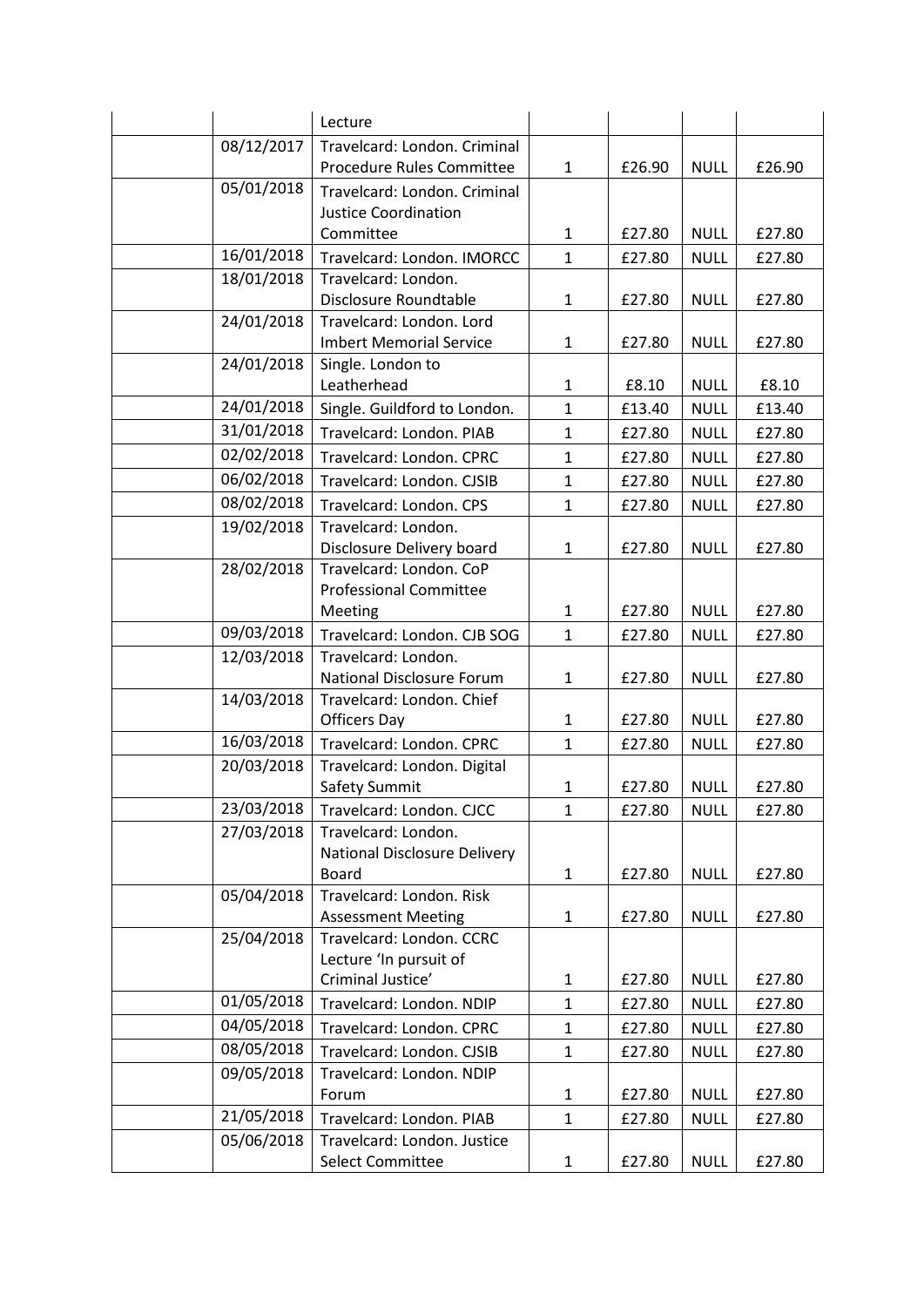|  |  | Lecture |  |  |  |  |
|---|---|---|---|---|---|---|
|  | 08/12/2017 | Travelcard: London. Criminal Procedure Rules Committee | 1 | £26.90 | NULL | £26.90 |
|  | 05/01/2018 | Travelcard: London. Criminal Justice Coordination Committee | 1 | £27.80 | NULL | £27.80 |
|  | 16/01/2018 | Travelcard: London. IMORCC | 1 | £27.80 | NULL | £27.80 |
|  | 18/01/2018 | Travelcard: London. Disclosure Roundtable | 1 | £27.80 | NULL | £27.80 |
|  | 24/01/2018 | Travelcard: London. Lord Imbert Memorial Service | 1 | £27.80 | NULL | £27.80 |
|  | 24/01/2018 | Single. London to Leatherhead | 1 | £8.10 | NULL | £8.10 |
|  | 24/01/2018 | Single. Guildford to London. | 1 | £13.40 | NULL | £13.40 |
|  | 31/01/2018 | Travelcard: London. PIAB | 1 | £27.80 | NULL | £27.80 |
|  | 02/02/2018 | Travelcard: London. CPRC | 1 | £27.80 | NULL | £27.80 |
|  | 06/02/2018 | Travelcard: London. CJSIB | 1 | £27.80 | NULL | £27.80 |
|  | 08/02/2018 | Travelcard: London. CPS | 1 | £27.80 | NULL | £27.80 |
|  | 19/02/2018 | Travelcard: London. Disclosure Delivery board | 1 | £27.80 | NULL | £27.80 |
|  | 28/02/2018 | Travelcard: London. CoP Professional Committee Meeting | 1 | £27.80 | NULL | £27.80 |
|  | 09/03/2018 | Travelcard: London. CJB SOG | 1 | £27.80 | NULL | £27.80 |
|  | 12/03/2018 | Travelcard: London. National Disclosure Forum | 1 | £27.80 | NULL | £27.80 |
|  | 14/03/2018 | Travelcard: London. Chief Officers Day | 1 | £27.80 | NULL | £27.80 |
|  | 16/03/2018 | Travelcard: London. CPRC | 1 | £27.80 | NULL | £27.80 |
|  | 20/03/2018 | Travelcard: London. Digital Safety Summit | 1 | £27.80 | NULL | £27.80 |
|  | 23/03/2018 | Travelcard: London. CJCC | 1 | £27.80 | NULL | £27.80 |
|  | 27/03/2018 | Travelcard: London. National Disclosure Delivery Board | 1 | £27.80 | NULL | £27.80 |
|  | 05/04/2018 | Travelcard: London. Risk Assessment Meeting | 1 | £27.80 | NULL | £27.80 |
|  | 25/04/2018 | Travelcard: London. CCRC Lecture 'In pursuit of Criminal Justice' | 1 | £27.80 | NULL | £27.80 |
|  | 01/05/2018 | Travelcard: London. NDIP | 1 | £27.80 | NULL | £27.80 |
|  | 04/05/2018 | Travelcard: London. CPRC | 1 | £27.80 | NULL | £27.80 |
|  | 08/05/2018 | Travelcard: London. CJSIB | 1 | £27.80 | NULL | £27.80 |
|  | 09/05/2018 | Travelcard: London. NDIP Forum | 1 | £27.80 | NULL | £27.80 |
|  | 21/05/2018 | Travelcard: London. PIAB | 1 | £27.80 | NULL | £27.80 |
|  | 05/06/2018 | Travelcard: London. Justice Select Committee | 1 | £27.80 | NULL | £27.80 |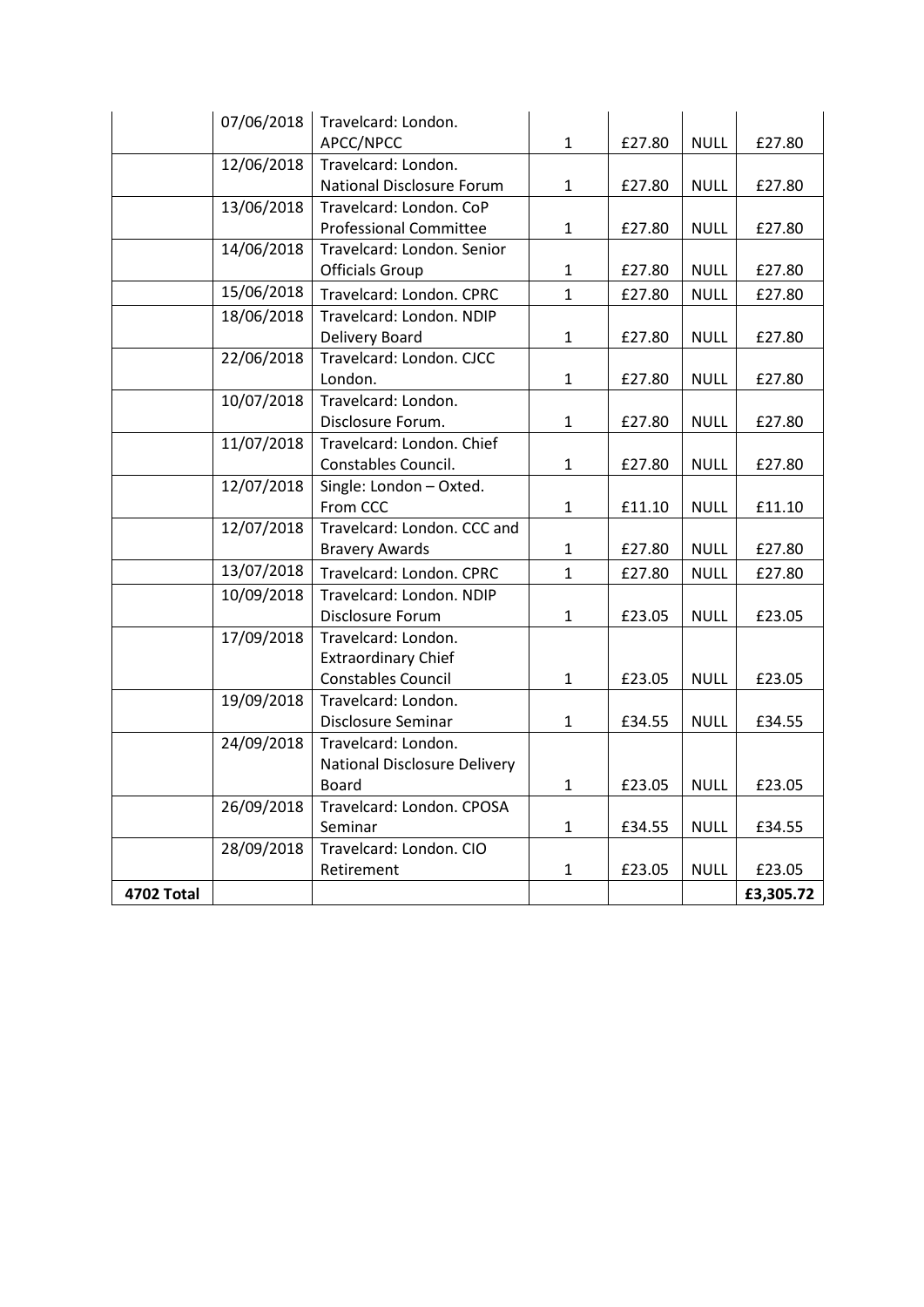| | | | | | | |
|---|---|---|---|---|---|---|
| | 07/06/2018 | Travelcard: London. APCC/NPCC | 1 | £27.80 | NULL | £27.80 |
| | 12/06/2018 | Travelcard: London. National Disclosure Forum | 1 | £27.80 | NULL | £27.80 |
| | 13/06/2018 | Travelcard: London. CoP Professional Committee | 1 | £27.80 | NULL | £27.80 |
| | 14/06/2018 | Travelcard: London. Senior Officials Group | 1 | £27.80 | NULL | £27.80 |
| | 15/06/2018 | Travelcard: London. CPRC | 1 | £27.80 | NULL | £27.80 |
| | 18/06/2018 | Travelcard: London. NDIP Delivery Board | 1 | £27.80 | NULL | £27.80 |
| | 22/06/2018 | Travelcard: London. CJCC London. | 1 | £27.80 | NULL | £27.80 |
| | 10/07/2018 | Travelcard: London. Disclosure Forum. | 1 | £27.80 | NULL | £27.80 |
| | 11/07/2018 | Travelcard: London. Chief Constables Council. | 1 | £27.80 | NULL | £27.80 |
| | 12/07/2018 | Single: London – Oxted. From CCC | 1 | £11.10 | NULL | £11.10 |
| | 12/07/2018 | Travelcard: London. CCC and Bravery Awards | 1 | £27.80 | NULL | £27.80 |
| | 13/07/2018 | Travelcard: London. CPRC | 1 | £27.80 | NULL | £27.80 |
| | 10/09/2018 | Travelcard: London. NDIP Disclosure Forum | 1 | £23.05 | NULL | £23.05 |
| | 17/09/2018 | Travelcard: London. Extraordinary Chief Constables Council | 1 | £23.05 | NULL | £23.05 |
| | 19/09/2018 | Travelcard: London. Disclosure Seminar | 1 | £34.55 | NULL | £34.55 |
| | 24/09/2018 | Travelcard: London. National Disclosure Delivery Board | 1 | £23.05 | NULL | £23.05 |
| | 26/09/2018 | Travelcard: London. CPOSA Seminar | 1 | £34.55 | NULL | £34.55 |
| | 28/09/2018 | Travelcard: London. CIO Retirement | 1 | £23.05 | NULL | £23.05 |
| **4702 Total** | | | | | | **£3,305.72** |